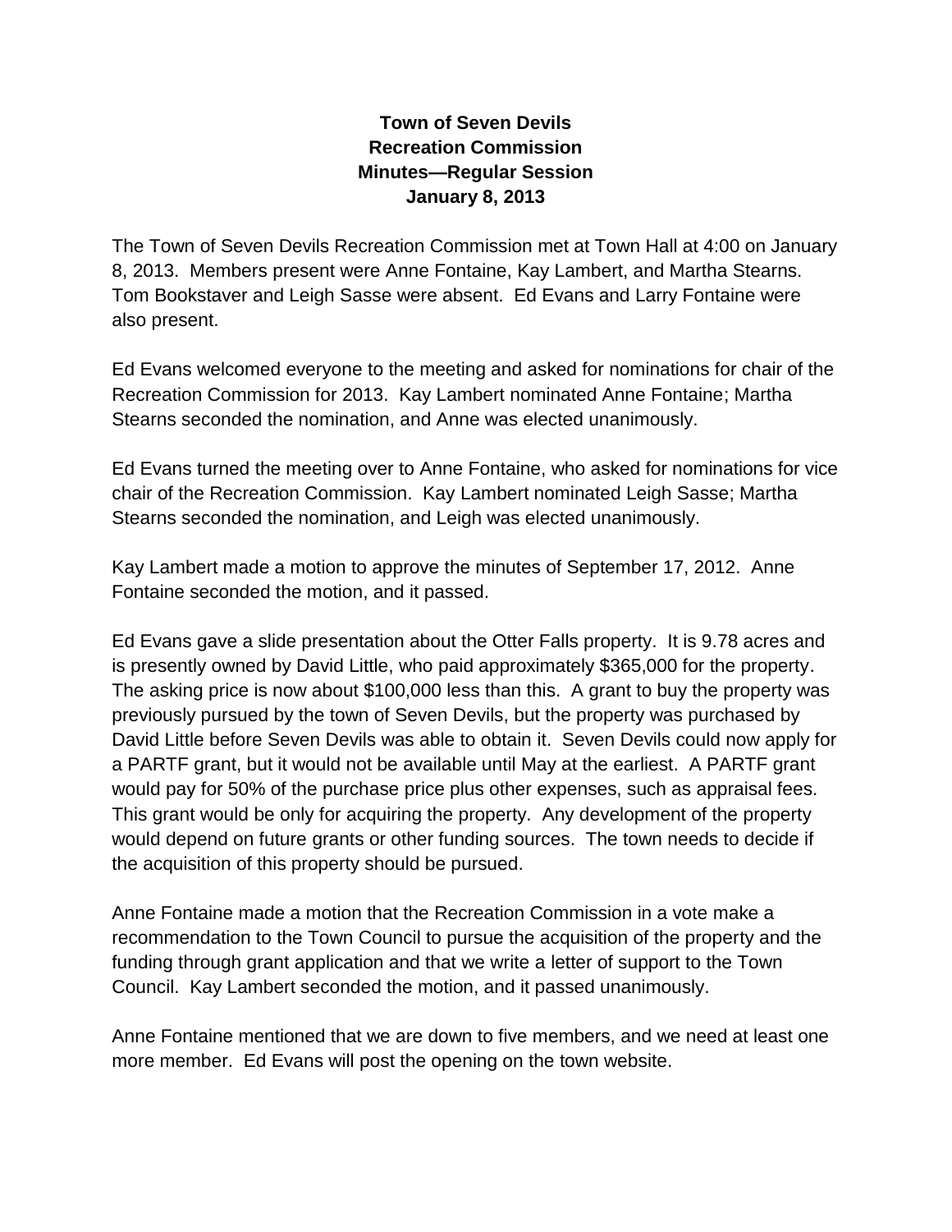# Town of Seven Devils
## Recreation Commission
## Minutes—Regular Session
## January 8, 2013

The Town of Seven Devils Recreation Commission met at Town Hall at 4:00 on January 8, 2013. Members present were Anne Fontaine, Kay Lambert, and Martha Stearns. Tom Bookstaver and Leigh Sasse were absent. Ed Evans and Larry Fontaine were also present.

Ed Evans welcomed everyone to the meeting and asked for nominations for chair of the Recreation Commission for 2013. Kay Lambert nominated Anne Fontaine; Martha Stearns seconded the nomination, and Anne was elected unanimously.

Ed Evans turned the meeting over to Anne Fontaine, who asked for nominations for vice chair of the Recreation Commission. Kay Lambert nominated Leigh Sasse; Martha Stearns seconded the nomination, and Leigh was elected unanimously.

Kay Lambert made a motion to approve the minutes of September 17, 2012. Anne Fontaine seconded the motion, and it passed.

Ed Evans gave a slide presentation about the Otter Falls property. It is 9.78 acres and is presently owned by David Little, who paid approximately $365,000 for the property. The asking price is now about $100,000 less than this. A grant to buy the property was previously pursued by the town of Seven Devils, but the property was purchased by David Little before Seven Devils was able to obtain it. Seven Devils could now apply for a PARTF grant, but it would not be available until May at the earliest. A PARTF grant would pay for 50% of the purchase price plus other expenses, such as appraisal fees. This grant would be only for acquiring the property. Any development of the property would depend on future grants or other funding sources. The town needs to decide if the acquisition of this property should be pursued.

Anne Fontaine made a motion that the Recreation Commission in a vote make a recommendation to the Town Council to pursue the acquisition of the property and the funding through grant application and that we write a letter of support to the Town Council. Kay Lambert seconded the motion, and it passed unanimously.

Anne Fontaine mentioned that we are down to five members, and we need at least one more member. Ed Evans will post the opening on the town website.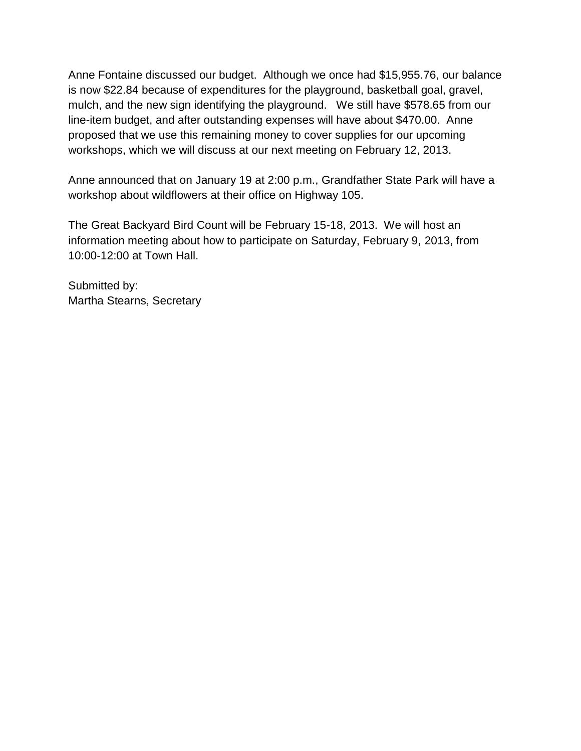Anne Fontaine discussed our budget. Although we once had $15,955.76, our balance is now $22.84 because of expenditures for the playground, basketball goal, gravel, mulch, and the new sign identifying the playground. We still have $578.65 from our line-item budget, and after outstanding expenses will have about $470.00. Anne proposed that we use this remaining money to cover supplies for our upcoming workshops, which we will discuss at our next meeting on February 12, 2013.

Anne announced that on January 19 at 2:00 p.m., Grandfather State Park will have a workshop about wildflowers at their office on Highway 105.

The Great Backyard Bird Count will be February 15-18, 2013. We will host an information meeting about how to participate on Saturday, February 9, 2013, from 10:00-12:00 at Town Hall.

Submitted by:
Martha Stearns, Secretary